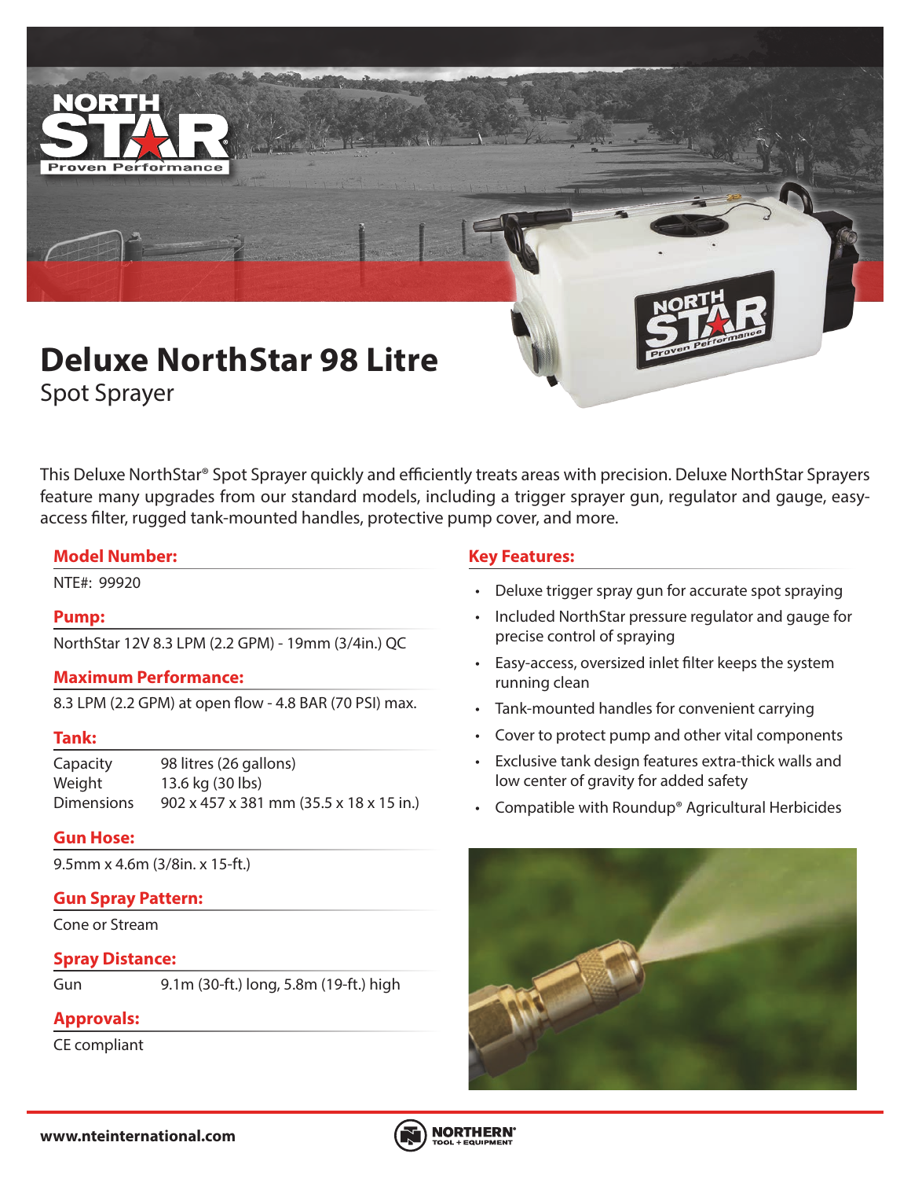# Deluxe NorthStar 98 Litre

Spot Sprayer

This Deluxe NorthStar® Spot Sprayer quickly and efficiently treats areas with precision. Deluxe NorthStar Sprayers feature many upgrades from our standard models, including a trigger sprayer gun, regulator and gauge, easy-access filter, rugged tank-mounted handles, protective pump cover, and more.

### Model Number:

NTE#: 99920

### Pump:

NorthStar 12V 8.3 LPM (2.2 GPM) - 19mm (3/4in.) QC

### Maximum Performance:

8.3 LPM (2.2 GPM) at open flow - 4.8 BAR (70 PSI) max.

### Tank:

| | |
|---|---|
| Capacity | 98 litres (26 gallons) |
| Weight | 13.6 kg (30 lbs) |
| Dimensions | 902 x 457 x 381 mm (35.5 x 18 x 15 in.) |

### Gun Hose:

9.5mm x 4.6m (3/8in. x 15-ft.)

### Gun Spray Pattern:

Cone or Stream

### Spray Distance:

| | |
|---|---|
| Gun | 9.1m (30-ft.) long, 5.8m (19-ft.) high |

### Approvals:

CE compliant

### Key Features:

- Deluxe trigger spray gun for accurate spot spraying
- Included NorthStar pressure regulator and gauge for precise control of spraying
- Easy-access, oversized inlet filter keeps the system running clean
- Tank-mounted handles for convenient carrying
- Cover to protect pump and other vital components
- Exclusive tank design features extra-thick walls and low center of gravity for added safety
- Compatible with Roundup® Agricultural Herbicides

www.nteinternational.com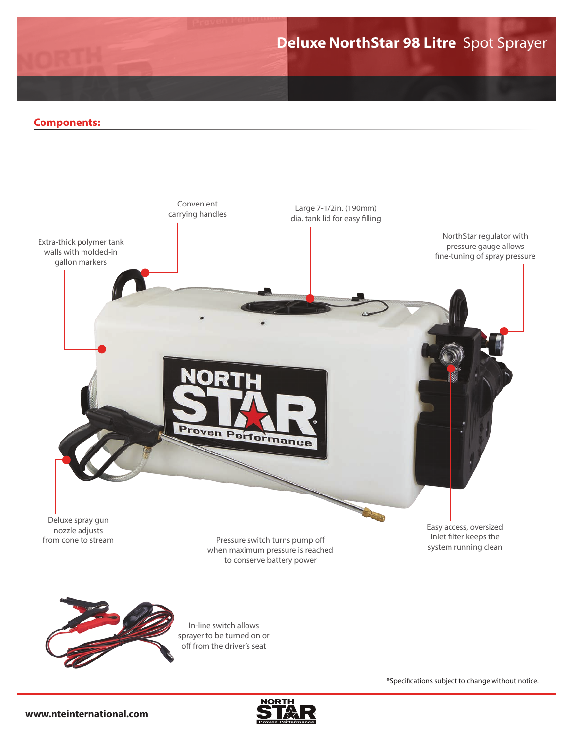# **Deluxe NorthStar 98 Litre** Spot Sprayer

## Components:

Convenient carrying handles

Large 7-1/2in. (190mm) dia. tank lid for easy filling

Extra-thick polymer tank walls with molded-in gallon markers

NorthStar regulator with pressure gauge allows fine-tuning of spray pressure

Deluxe spray gun nozzle adjusts from cone to stream

Pressure switch turns pump off when maximum pressure is reached to conserve battery power

Easy access, oversized inlet filter keeps the system running clean

In-line switch allows sprayer to be turned on or off from the driver's seat

*Specifications subject to change without notice.

**www.nteinternational.com**